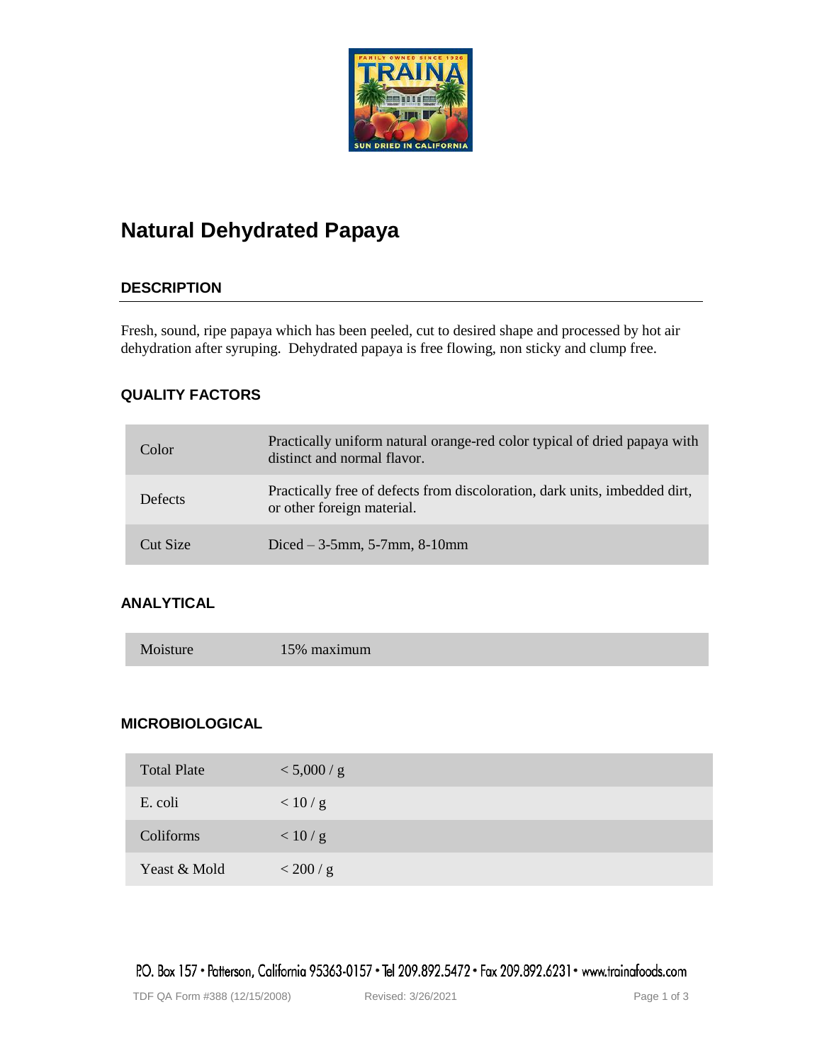# Natural Dehydrated Papaya

## DESCRIPTION

Fresh, sound, ripe papaya which has been peeled, cut to desired shape and processed by hot air dehydration after syruping. Dehydrated papaya is free flowing, non sticky and clump free.

## QUALITY FACTORS

| | |
|---|---|
| Color | Practically uniform natural orange-red color typical of dried papaya with distinct and normal flavor. |
| Defects | Practically free of defects from discoloration, dark units, imbedded dirt, or other foreign material. |
| Cut Size | Diced – 3-5mm, 5-7mm, 8-10mm |

## ANALYTICAL

| | |
|---|---|
| Moisture | 15% maximum |

## MICROBIOLOGICAL

| | |
|---|---|
| Total Plate | < 5,000 / g |
| E. coli | < 10 / g |
| Coliforms | < 10 / g |
| Yeast & Mold | < 200 / g |

P.O. Box 157 • Patterson, California 95363-0157 • Tel 209.892.5472 • Fax 209.892.6231 • www.trainafoods.com

TDF QA Form #388 (12/15/2008) Revised: 3/26/2021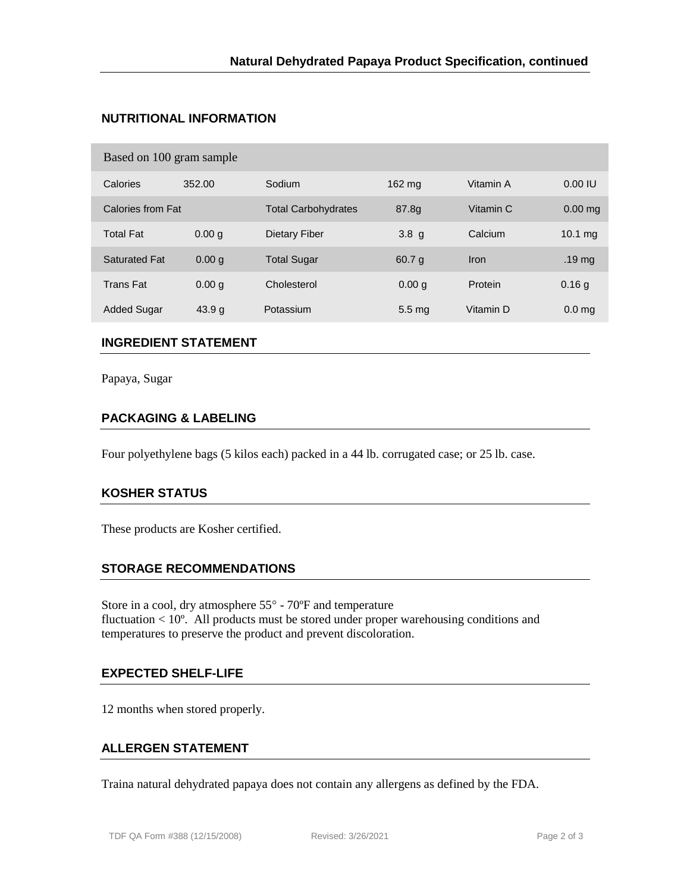## NUTRITIONAL INFORMATION

| Based on 100 gram sample | | | | | |
|---|---|---|---|---|---|
| Calories | 352.00 | Sodium | 162 mg | Vitamin A | 0.00 IU |
| Calories from Fat | | Total Carbohydrates | 87.8g | Vitamin C | 0.00 mg |
| Total Fat | 0.00 g | Dietary Fiber | 3.8 g | Calcium | 10.1 mg |
| Saturated Fat | 0.00 g | Total Sugar | 60.7 g | Iron | .19 mg |
| Trans Fat | 0.00 g | Cholesterol | 0.00 g | Protein | 0.16 g |
| Added Sugar | 43.9 g | Potassium | 5.5 mg | Vitamin D | 0.0 mg |

## INGREDIENT STATEMENT

Papaya, Sugar

## PACKAGING & LABELING

Four polyethylene bags (5 kilos each) packed in a 44 lb. corrugated case; or 25 lb. case.

## KOSHER STATUS

These products are Kosher certified.

## STORAGE RECOMMENDATIONS

Store in a cool, dry atmosphere 55° - 70ºF and temperature fluctuation < 10º. All products must be stored under proper warehousing conditions and temperatures to preserve the product and prevent discoloration.

## EXPECTED SHELF-LIFE

12 months when stored properly.

## ALLERGEN STATEMENT

Traina natural dehydrated papaya does not contain any allergens as defined by the FDA.

TDF QA Form #388 (12/15/2008) Revised: 3/26/2021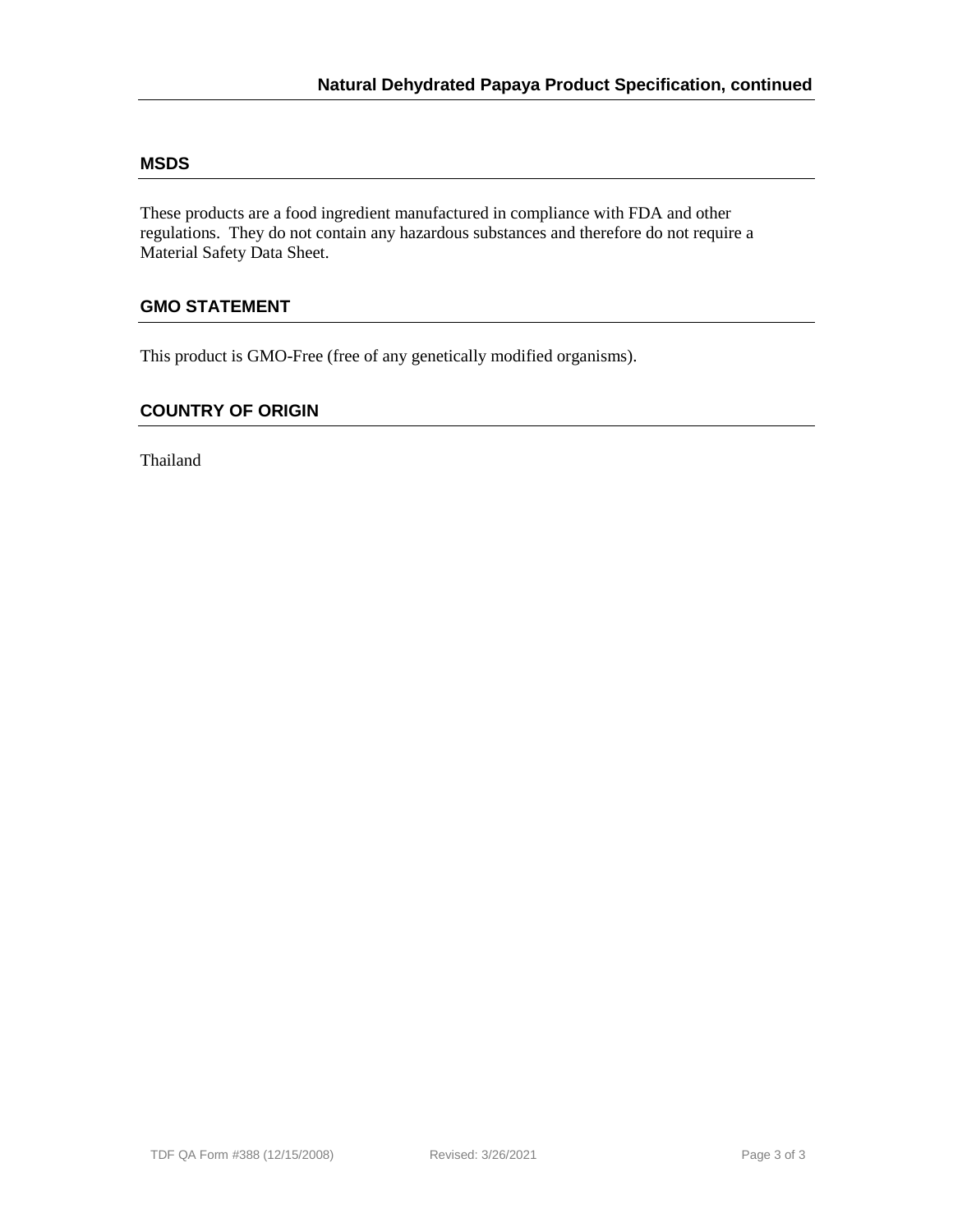## MSDS

These products are a food ingredient manufactured in compliance with FDA and other regulations. They do not contain any hazardous substances and therefore do not require a Material Safety Data Sheet.

## GMO STATEMENT

This product is GMO-Free (free of any genetically modified organisms).

## COUNTRY OF ORIGIN

Thailand